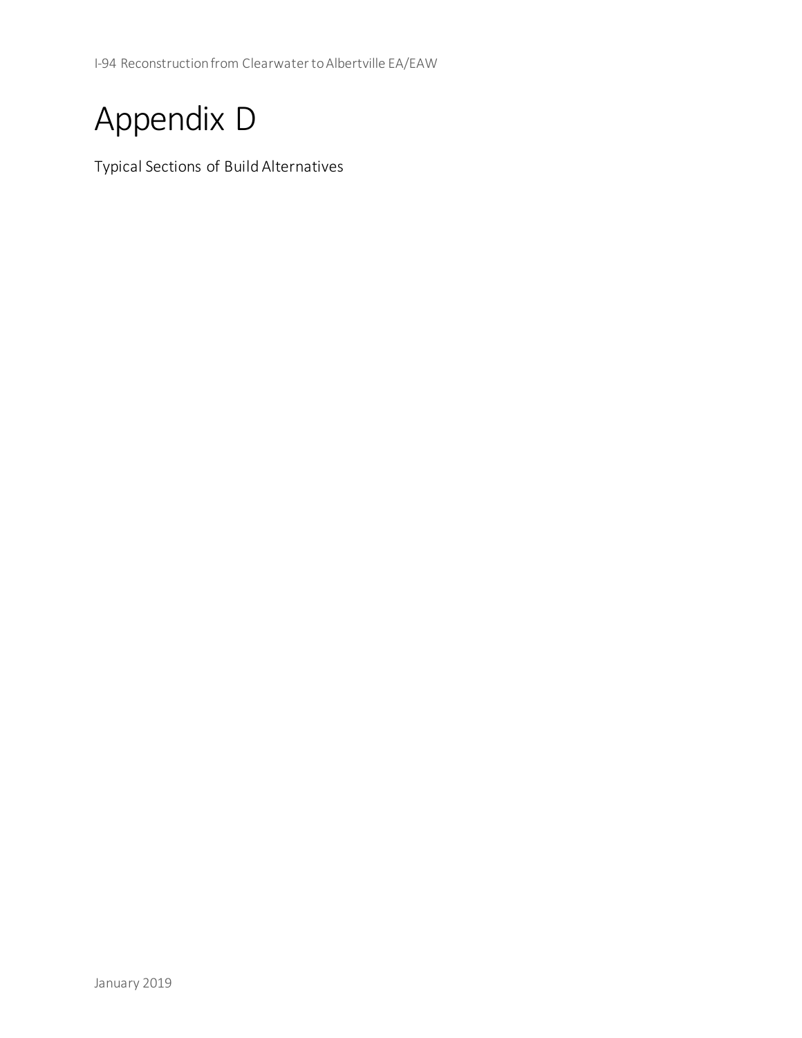# Appendix D

Typical Sections of Build Alternatives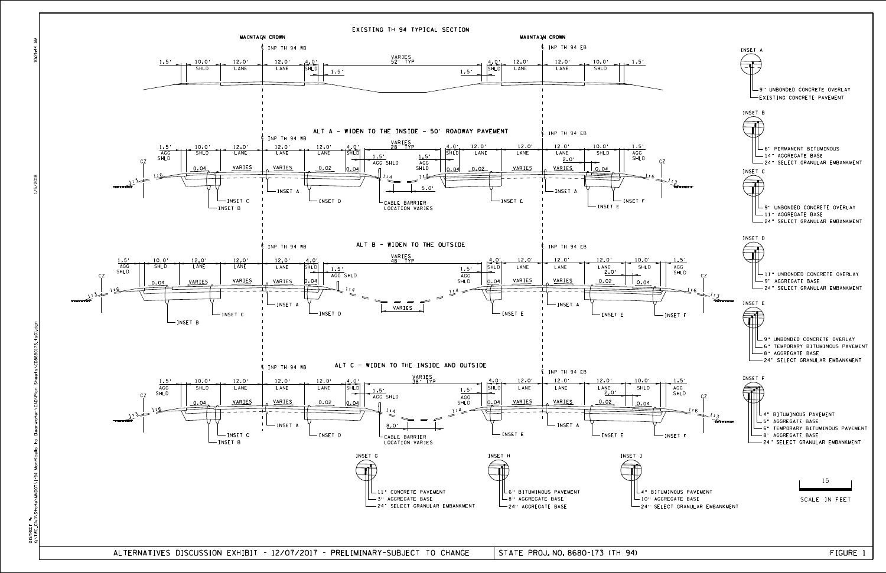# EXISTING TH 94 TYPICAL SECTION

MAINTAIN CROWN — ℄ INP TH 94 WB

MAINTAIN CROWN — ℄ INP TH 94 EB

1.5' | 10.0' SHLD | 12.0' LANE | 12.0' LANE | 4.0' SHLD | 1.5' | VARIES 52' TYP | 1.5' | 4.0' SHLD | 12.0' LANE | 12.0' LANE | 10.0' SHLD | 1.5'

## ALT A - WIDEN TO THE INSIDE - 50' ROADWAY PAVEMENT

℄ INP TH 94 WB — ℄ INP TH 94 EB

1.5' AGG SHLD | 10.0' SHLD | 12.0' LANE | 12.0' LANE | 12.0' LANE | 4.0' SHLD | 1.5' AGG SHLD | VARIES 28' TYP | 1.5' AGG SHLD | 4.0' SHLD | 12.0' LANE | 12.0' LANE | 12.0' LANE 2.0' | 10.0' SHLD | 1.5' AGG SHLD

CZ, 1:3, 1:6, 0.04, VARIES, VARIES, 0.02, 0.04, 1:4, 5.0', 1:4, 0.04, 0.02, VARIES, VARIES, 0.04, 1:6, 1:3, CZ

INSET C, INSET B, INSET A, INSET D, CABLE BARRIER LOCATION VARIES, INSET E, INSET A, INSET E, INSET F

## ALT B - WIDEN TO THE OUTSIDE

℄ INP TH 94 WB — ℄ INP TH 94 EB

1.5' AGG SHLD | 10.0' SHLD | 12.0' LANE | 12.0' LANE | 12.0' LANE | 4.0' SHLD | 1.5' AGG SHLD | VARIES 48' TYP | 1.5' AGG SHLD | 4.0' SHLD | 12.0' LANE | 12.0' LANE | 12.0' LANE 2.0' | 10.0' SHLD | 1.5' AGG SHLD

CZ, 1:3, 1:6, 0.04, VARIES, VARIES, VARIES, 0.04, 1:4, VARIES, 1:4, 0.04, VARIES, VARIES, 0.02, 0.04, 1:6, 1:3, CZ

INSET B, INSET C, INSET A, INSET D, INSET E, INSET A, INSET E, INSET F

## ALT C - WIDEN TO THE INSIDE AND OUTSIDE

℄ INP TH 94 WB — ℄ INP TH 94 EB

1.5' AGG SHLD | 10.0' SHLD | 12.0' LANE | 12.0' LANE | 12.0' LANE | 4.0' SHLD | 1.5' AGG SHLD | VARIES 38' TYP | 1.5' AGG SHLD | 4.0' SHLD | 12.0' LANE | 12.0' LANE | 12.0' LANE 2.0' | 10.0' SHLD | 1.5' AGG SHLD

CZ, 1:3, 1:6, 0.04, VARIES, VARIES, 0.02, 0.04, 1:4, 8.0', 1:4, 0.04, VARIES, VARIES, 0.02, 0.04, 1:6, 1:3, CZ

INSET C, INSET B, INSET A, INSET D, CABLE BARRIER LOCATION VARIES, INSET E, INSET A, INSET E, INSET F

## INSETS

**INSET A**
- 9" UNBONDED CONCRETE OVERLAY
- EXISTING CONCRETE PAVEMENT

**INSET B**
- 6" PERMANENT BITUMINOUS
- 14" AGGREGATE BASE
- 24" SELECT GRANULAR EMBANKMENT

**INSET C**
- 9" UNBONDED CONCRETE OVERLAY
- 11" AGGREGATE BASE
- 24" SELECT GRANULAR EMBANKMENT

**INSET D**
- 11" UNBONDED CONCRETE OVERLAY
- 9" AGGREGATE BASE
- 24" SELECT GRANULAR EMBANKMENT

**INSET E**
- 9" UNBONDED CONCRETE OVERLAY
- 6" TEMPORARY BITUMINOUS PAVEMENT
- 8" AGGREGATE BASE
- 24" SELECT GRANULAR EMBANKMENT

**INSET F**
- 4" BITUMINOUS PAVEMENT
- 5" AGGREGATE BASE
- 6" TEMPORARY BITUMINOUS PAVEMENT
- 8" AGGREGATE BASE
- 24" SELECT GRANULAR EMBANKMENT

**INSET G**
- 11" CONCRETE PAVEMENT
- 3" AGGREGATE BASE
- 24" SELECT GRANULAR EMBANKMENT

**INSET H**
- 6" BITUMINOUS PAVEMENT
- 8" AGGREGATE BASE
- 24" AGGREGATE BASE

**INSET I**
- 4" BITUMINOUS PAVEMENT
- 10" AGGREGATE BASE
- 24" SELECT GRANULAR EMBANKMENT

15 — SCALE IN FEET

ALTERNATIVES DISCUSSION EXHIBIT - 12/07/2017 - PRELIMINARY-SUBJECT TO CHANGE | STATE PROJ. NO. 8680-173 (TH 94) | FIGURE 1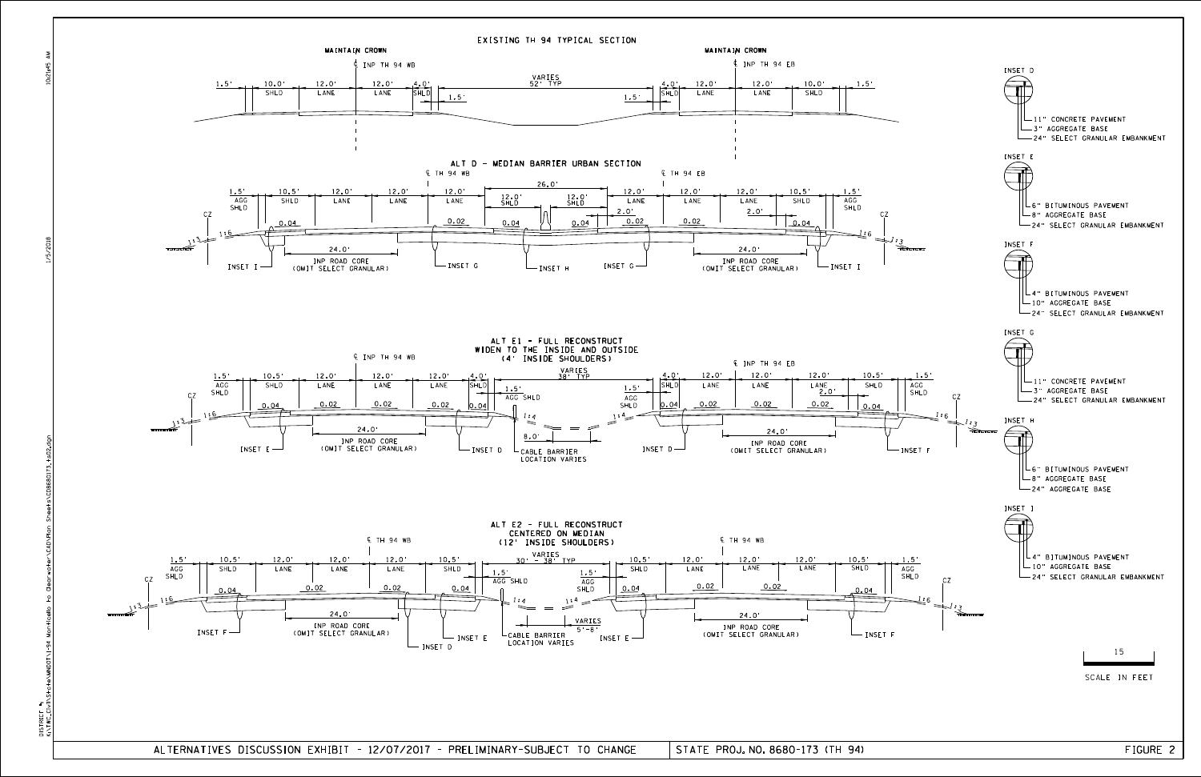# EXISTING TH 94 TYPICAL SECTION

MAINTAIN CROWN — ℄ INP TH 94 WB

MAINTAIN CROWN — ℄ INP TH 94 EB

1.5' | 10.0' SHLD | 12.0' LANE | 12.0' LANE | 4.0' SHLD | 1.5' | VARIES 52' TYP | 1.5' | 4.0' SHLD | 12.0' LANE | 12.0' LANE | 10.0' SHLD | 1.5'

# ALT D - MEDIAN BARRIER URBAN SECTION

℄ TH 94 WB — ℄ TH 94 EB

1.5' AGG SHLD | 10.5' SHLD | 12.0' LANE | 12.0' LANE | 12.0' LANE | 26.0' (12.0' SHLD | 12.0' SHLD) | 12.0' LANE | 12.0' LANE | 12.0' LANE | 10.5' SHLD | 1.5' AGG SHLD

CZ, 1:3, 1:6, 0.04, 0.02, 0.02, 0.04, 0.04, 0.02, 0.02, 0.04, 2.0', 2.0', 1:6, 1:3, CZ

24.0' INP ROAD CORE (OMIT SELECT GRANULAR)

INSET I, INSET G, INSET H, INSET G, INSET I

# ALT E1 - FULL RECONSTRUCT WIDEN TO THE INSIDE AND OUTSIDE (4' INSIDE SHOULDERS)

℄ INP TH 94 WB — ℄ INP TH 94 EB

1.5' AGG SHLD | 10.5' SHLD | 12.0' LANE | 12.0' LANE | 12.0' LANE | 4.0' SHLD | 1.5' AGG SHLD | VARIES 38' TYP | 1.5' AGG SHLD | 4.0' SHLD | 12.0' LANE | 12.0' LANE | 12.0' LANE | 10.5' SHLD | 1.5' AGG SHLD

CZ, 1:3, 1:6, 0.04, 0.02, 0.02, 0.02, 0.04, 1:4, 8.0', 1:4, 0.04, 0.02, 0.02, 0.02, 2.0', 0.04, 1:6, 1:3, CZ

CABLE BARRIER LOCATION VARIES

24.0' INP ROAD CORE (OMIT SELECT GRANULAR)

INSET E, INSET D, INSET D, INSET F

# ALT E2 - FULL RECONSTRUCT CENTERED ON MEDIAN (12' INSIDE SHOULDERS)

℄ TH 94 WB — ℄ TH 94 WB

1.5' AGG SHLD | 10.5' SHLD | 12.0' LANE | 12.0' LANE | 12.0' LANE | 10.5' SHLD | 1.5' AGG SHLD | VARIES 30' - 38' TYP | 1.5' AGG SHLD | 10.5' SHLD | 12.0' LANE | 12.0' LANE | 12.0' LANE | 10.5' SHLD | 1.5' AGG SHLD

CZ, 1:3, 1:6, 0.04, 0.02, 0.02, 0.04, 1:4, VARIES 5'-8', 1:4, 0.04, 0.02, 0.02, 0.04, 1:6, 1:3, CZ

CABLE BARRIER LOCATION VARIES

24.0' INP ROAD CORE (OMIT SELECT GRANULAR)

INSET F, INSET D, INSET E, INSET E, INSET F

## INSET D
- 11" CONCRETE PAVEMENT
- 3" AGGREGATE BASE
- 24" SELECT GRANULAR EMBANKMENT

## INSET E
- 6" BITUMINOUS PAVEMENT
- 8" AGGREGATE BASE
- 24" SELECT GRANULAR EMBANKMENT

## INSET F
- 4" BITUMINOUS PAVEMENT
- 10" AGGREGATE BASE
- 24" SELECT GRANULAR EMBANKMENT

## INSET G
- 11" CONCRETE PAVEMENT
- 3" AGGREGATE BASE
- 24" SELECT GRANULAR EMBANKMENT

## INSET H
- 6" BITUMINOUS PAVEMENT
- 8" AGGREGATE BASE
- 24" AGGREGATE BASE

## INSET I
- 4" BITUMINOUS PAVEMENT
- 10" AGGREGATE BASE
- 24" SELECT GRANULAR EMBANKMENT

15 SCALE IN FEET

ALTERNATIVES DISCUSSION EXHIBIT - 12/07/2017 - PRELIMINARY-SUBJECT TO CHANGE | STATE PROJ. NO. 8680-173 (TH 94) | FIGURE 2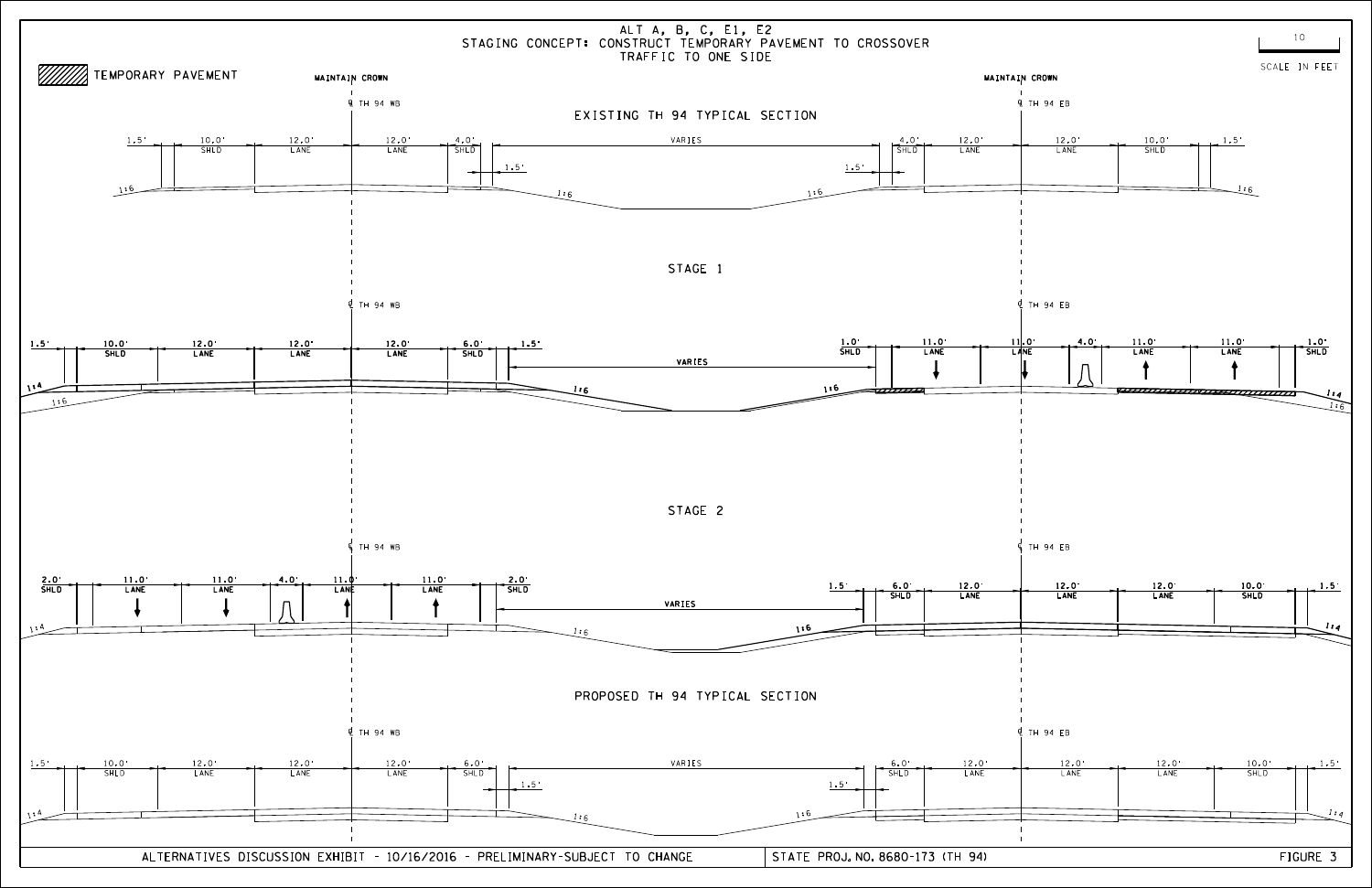# ALT A, B, C, E1, E2
## STAGING CONCEPT: CONSTRUCT TEMPORARY PAVEMENT TO CROSSOVER TRAFFIC TO ONE SIDE

TEMPORARY PAVEMENT

10

SCALE IN FEET

MAINTAIN CROWN

MAINTAIN CROWN

### EXISTING TH 94 TYPICAL SECTION

℄ TH 94 WB

℄ TH 94 EB

1.5' | 10.0' SHLD | 12.0' LANE | 12.0' LANE | 4.0' SHLD | 1.5' | VARIES | 1.5' | 4.0' SHLD | 12.0' LANE | 12.0' LANE | 10.0' SHLD | 1.5'

1:6 | 1:6 | 1:6 | 1:6

### STAGE 1

℄ TH 94 WB

℄ TH 94 EB

1.5' | 10.0' SHLD | 12.0' LANE | 12.0' LANE | 12.0' LANE | 6.0' SHLD | 1.5' | VARIES | 1.0' SHLD | 11.0' LANE | 11.0' LANE | 4.0' | 11.0' LANE | 11.0' LANE | 1.0' SHLD

1:4 | 1:6 | 1:6 | 1:6 | 1:4 | 1:6

### STAGE 2

℄ TH 94 WB

℄ TH 94 EB

2.0' SHLD | 11.0' LANE | 11.0' LANE | 4.0' | 11.0' LANE | 11.0' LANE | 2.0' SHLD | VARIES | 1.5' | 6.0' SHLD | 12.0' LANE | 12.0' LANE | 12.0' LANE | 10.0' SHLD | 1.5'

1:4 | 1:6 | 1:6 | 1:4

### PROPOSED TH 94 TYPICAL SECTION

℄ TH 94 WB

℄ TH 94 EB

1.5' | 10.0' SHLD | 12.0' LANE | 12.0' LANE | 12.0' LANE | 6.0' SHLD | 1.5' | VARIES | 1.5' | 6.0' SHLD | 12.0' LANE | 12.0' LANE | 12.0' LANE | 10.0' SHLD | 1.5'

1:4 | 1:6 | 1:6 | 1:4

ALTERNATIVES DISCUSSION EXHIBIT - 10/16/2016 - PRELIMINARY-SUBJECT TO CHANGE | STATE PROJ. NO. 8680-173 (TH 94) | FIGURE 3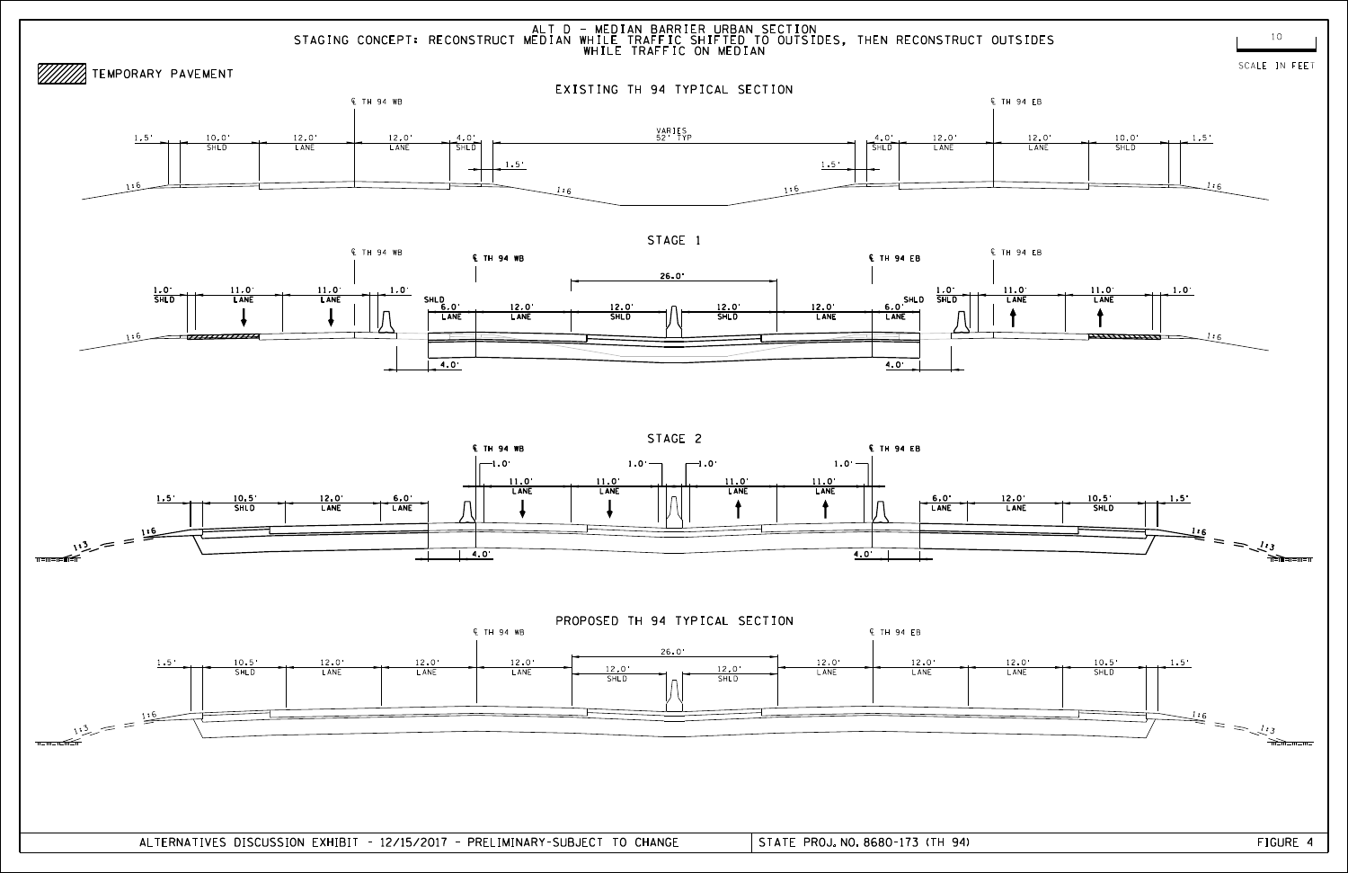# ALT D - MEDIAN BARRIER URBAN SECTION

STAGING CONCEPT: RECONSTRUCT MEDIAN WHILE TRAFFIC SHIFTED TO OUTSIDES, THEN RECONSTRUCT OUTSIDES WHILE TRAFFIC ON MEDIAN

TEMPORARY PAVEMENT

10 SCALE IN FEET

## EXISTING TH 94 TYPICAL SECTION

℄ TH 94 WB | ℄ TH 94 EB

1.5' | 10.0' SHLD | 12.0' LANE | 12.0' LANE | 4.0' SHLD | VARIES 52' TYP | 4.0' SHLD | 12.0' LANE | 12.0' LANE | 10.0' SHLD | 1.5'

1.5' | 1.5'

1:6 | 1:6 | 1:6 | 1:6

## STAGE 1

℄ TH 94 WB | ℄ TH 94 WB | ℄ TH 94 EB | ℄ TH 94 EB

1.0' SHLD | 11.0' LANE | 11.0' LANE | 1.0' | SHLD 6.0' LANE | 12.0' LANE | 12.0' SHLD | 12.0' SHLD | 12.0' LANE | 6.0' LANE SHLD | 1.0' SHLD | 11.0' LANE | 11.0' LANE | 1.0'

26.0'

4.0' | 4.0'

1:6 | 1:6

## STAGE 2

℄ TH 94 WB | ℄ TH 94 EB

1.5' | 10.5' SHLD | 12.0' LANE | 6.0' LANE | 1.0' | 11.0' LANE | 11.0' LANE | 1.0' | 1.0' | 11.0' LANE | 11.0' LANE | 1.0' | 6.0' LANE | 12.0' LANE | 10.5' SHLD | 1.5'

4.0' | 4.0'

1:3 | 1:6 | 1:6 | 1:3

## PROPOSED TH 94 TYPICAL SECTION

℄ TH 94 WB | ℄ TH 94 EB

1.5' | 10.5' SHLD | 12.0' LANE | 12.0' LANE | 12.0' LANE | 12.0' SHLD | 12.0' SHLD | 12.0' LANE | 12.0' LANE | 12.0' LANE | 10.5' SHLD | 1.5'

26.0'

1:3 | 1:6 | 1:6 | 1:3

ALTERNATIVES DISCUSSION EXHIBIT - 12/15/2017 - PRELIMINARY-SUBJECT TO CHANGE | STATE PROJ. NO. 8680-173 (TH 94) | FIGURE 4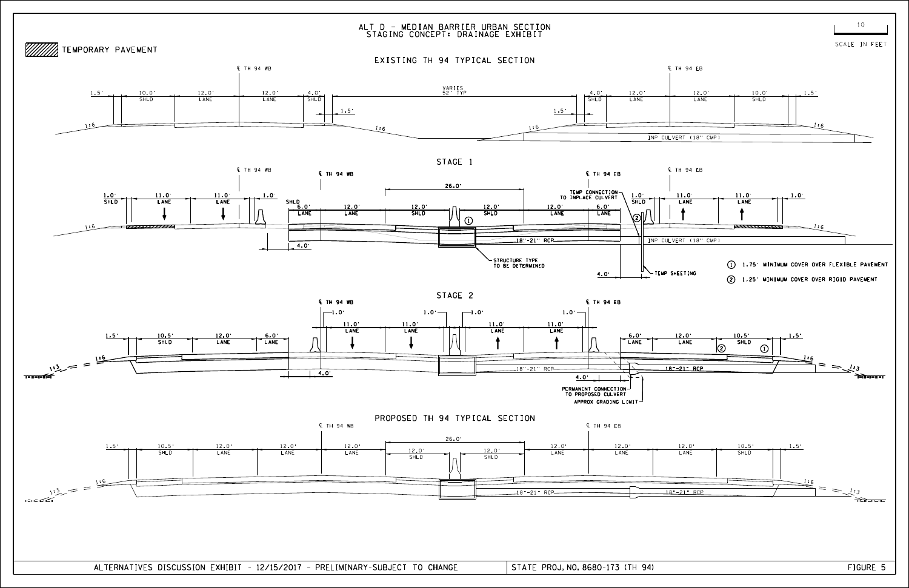# ALT D - MEDIAN BARRIER URBAN SECTION
## STAGING CONCEPT: DRAINAGE EXHIBIT

TEMPORARY PAVEMENT

10
SCALE IN FEET

### EXISTING TH 94 TYPICAL SECTION

℄ TH 94 WB
℄ TH 94 EB

1.5' | 10.0' SHLD | 12.0' LANE | 12.0' LANE | 4.0' SHLD | VARIES 52' TYP | 4.0' SHLD | 12.0' LANE | 12.0' LANE | 10.0' SHLD | 1.5'

1.5'
1.5'
1:6
1:6
1:6
1:6

INP CULVERT (18" CMP)

### STAGE 1

℄ TH 94 WB
℄ TH 94 WB
℄ TH 94 EB
℄ TH 94 EB

1.0' SHLD | 11.0' LANE | 11.0' LANE | 1.0'
SHLD 6.0' LANE | 12.0' LANE | 12.0' SHLD | 12.0' SHLD | 12.0' LANE | 6.0' LANE
26.0'
1.0' SHLD | 11.0' LANE | 11.0' LANE | 1.0'

TEMP CONNECTION TO INPLACE CULVERT

4.0'
18"-21" RCP
INP CULVERT (18" CMP)
STRUCTURE TYPE TO BE DETERMINED
4.0'
TEMP SHEETING
1:6
1:6

① 1.75' MINIMUM COVER OVER FLEXIBLE PAVEMENT

② 1.25' MINIMUM COVER OVER RIGID PAVEMENT

### STAGE 2

℄ TH 94 WB
℄ TH 94 EB

1.5' | 10.5' SHLD | 12.0' LANE | 6.0' LANE
1.0' | 11.0' LANE | 11.0' LANE | 1.0' | 1.0' | 11.0' LANE | 11.0' LANE | 1.0'
6.0' LANE | 12.0' LANE | 10.5' SHLD | 1.5'

1:3
1:6
1:6
1:3
4.0'
18"-21" RCP
18"-21" RCP
4.0'

PERMANENT CONNECTION TO PROPOSED CULVERT

APPROX GRADING LIMIT

### PROPOSED TH 94 TYPICAL SECTION

℄ TH 94 WB
℄ TH 94 EB

1.5' | 10.5' SHLD | 12.0' LANE | 12.0' LANE | 12.0' LANE | 12.0' SHLD | 12.0' SHLD | 12.0' LANE | 12.0' LANE | 12.0' LANE | 10.5' SHLD | 1.5'
26.0'

1:3
1:6
18"-21" RCP
18"-21" RCP
1:6
1:3

ALTERNATIVES DISCUSSION EXHIBIT - 12/15/2017 - PRELIMINARY-SUBJECT TO CHANGE

STATE PROJ. NO. 8680-173 (TH 94)

FIGURE 5